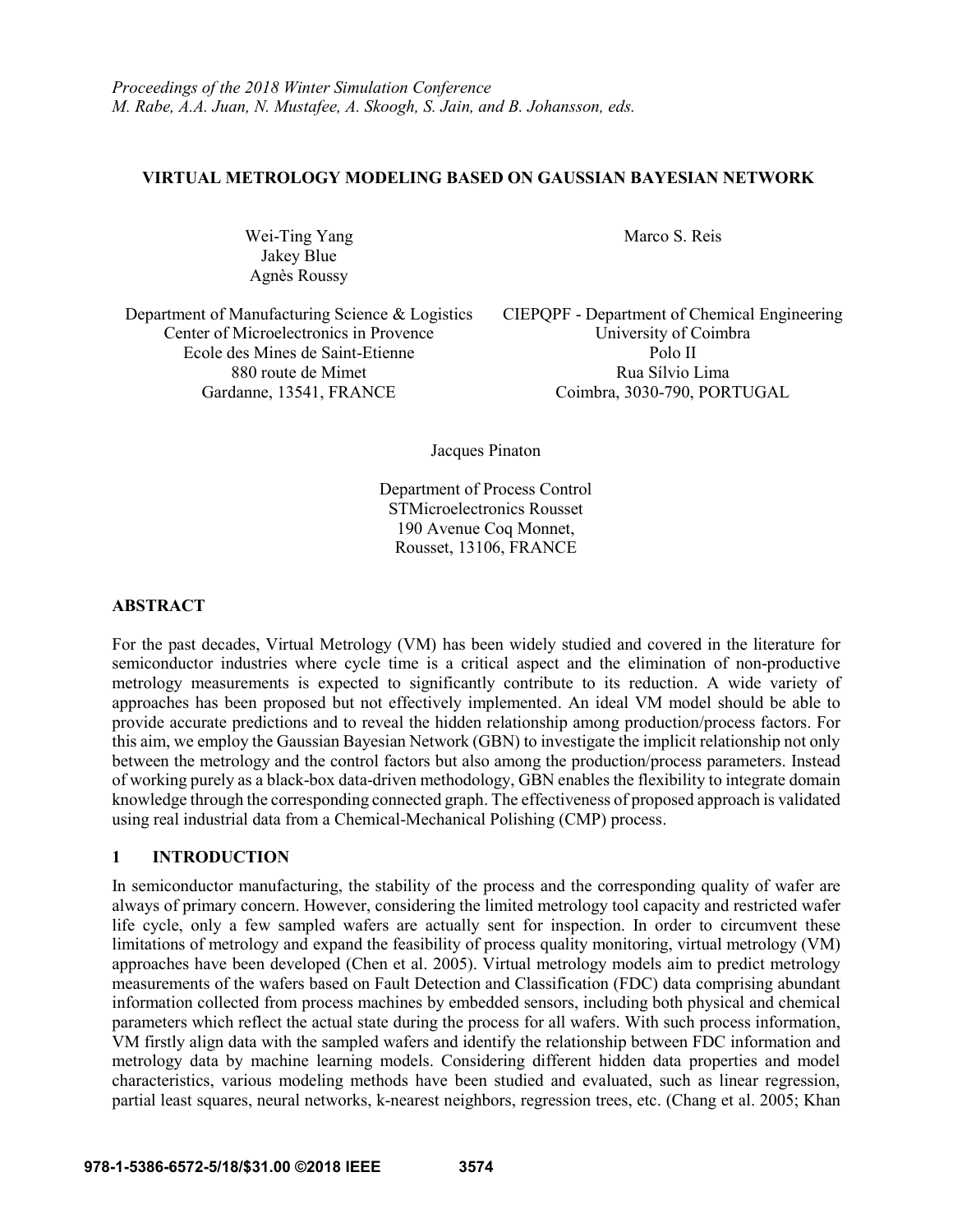*Proceedings of the 2018 Winter Simulation Conference*
*M. Rabe, A.A. Juan, N. Mustafee, A. Skoogh, S. Jain, and B. Johansson, eds.*

# VIRTUAL METROLOGY MODELING BASED ON GAUSSIAN BAYESIAN NETWORK

Wei-Ting Yang
Jakey Blue
Agnès Roussy

Department of Manufacturing Science & Logistics
Center of Microelectronics in Provence
Ecole des Mines de Saint-Etienne
880 route de Mimet
Gardanne, 13541, FRANCE

Marco S. Reis

CIEPQPF - Department of Chemical Engineering
University of Coimbra
Polo II
Rua Sílvio Lima
Coimbra, 3030-790, PORTUGAL

Jacques Pinaton

Department of Process Control
STMicroelectronics Rousset
190 Avenue Coq Monnet,
Rousset, 13106, FRANCE

## ABSTRACT

For the past decades, Virtual Metrology (VM) has been widely studied and covered in the literature for semiconductor industries where cycle time is a critical aspect and the elimination of non-productive metrology measurements is expected to significantly contribute to its reduction. A wide variety of approaches has been proposed but not effectively implemented. An ideal VM model should be able to provide accurate predictions and to reveal the hidden relationship among production/process factors. For this aim, we employ the Gaussian Bayesian Network (GBN) to investigate the implicit relationship not only between the metrology and the control factors but also among the production/process parameters. Instead of working purely as a black-box data-driven methodology, GBN enables the flexibility to integrate domain knowledge through the corresponding connected graph. The effectiveness of proposed approach is validated using real industrial data from a Chemical-Mechanical Polishing (CMP) process.

## 1 INTRODUCTION

In semiconductor manufacturing, the stability of the process and the corresponding quality of wafer are always of primary concern. However, considering the limited metrology tool capacity and restricted wafer life cycle, only a few sampled wafers are actually sent for inspection. In order to circumvent these limitations of metrology and expand the feasibility of process quality monitoring, virtual metrology (VM) approaches have been developed (Chen et al. 2005). Virtual metrology models aim to predict metrology measurements of the wafers based on Fault Detection and Classification (FDC) data comprising abundant information collected from process machines by embedded sensors, including both physical and chemical parameters which reflect the actual state during the process for all wafers. With such process information, VM firstly align data with the sampled wafers and identify the relationship between FDC information and metrology data by machine learning models. Considering different hidden data properties and model characteristics, various modeling methods have been studied and evaluated, such as linear regression, partial least squares, neural networks, k-nearest neighbors, regression trees, etc. (Chang et al. 2005; Khan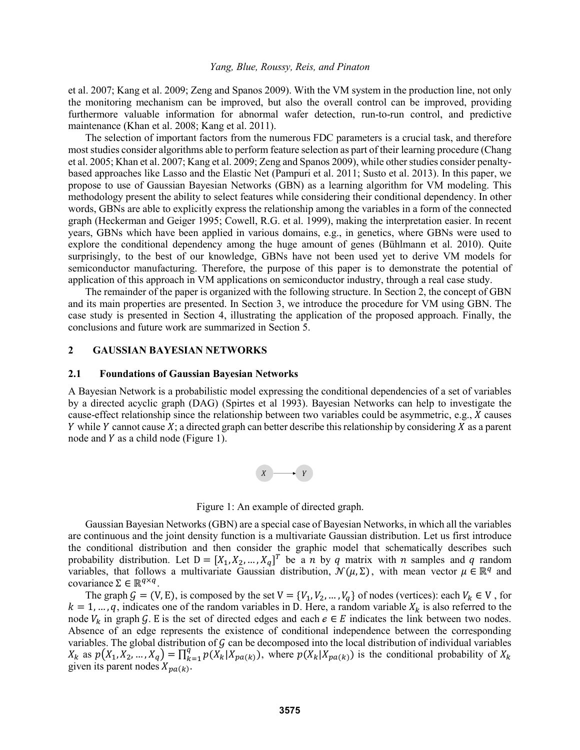et al. 2007; Kang et al. 2009; Zeng and Spanos 2009). With the VM system in the production line, not only the monitoring mechanism can be improved, but also the overall control can be improved, providing furthermore valuable information for abnormal wafer detection, run-to-run control, and predictive maintenance (Khan et al. 2008; Kang et al. 2011).

The selection of important factors from the numerous FDC parameters is a crucial task, and therefore most studies consider algorithms able to perform feature selection as part of their learning procedure (Chang et al. 2005; Khan et al. 2007; Kang et al. 2009; Zeng and Spanos 2009), while other studies consider penalty-based approaches like Lasso and the Elastic Net (Pampuri et al. 2011; Susto et al. 2013). In this paper, we propose to use of Gaussian Bayesian Networks (GBN) as a learning algorithm for VM modeling. This methodology present the ability to select features while considering their conditional dependency. In other words, GBNs are able to explicitly express the relationship among the variables in a form of the connected graph (Heckerman and Geiger 1995; Cowell, R.G. et al. 1999), making the interpretation easier. In recent years, GBNs which have been applied in various domains, e.g., in genetics, where GBNs were used to explore the conditional dependency among the huge amount of genes (Bühlmann et al. 2010). Quite surprisingly, to the best of our knowledge, GBNs have not been used yet to derive VM models for semiconductor manufacturing. Therefore, the purpose of this paper is to demonstrate the potential of application of this approach in VM applications on semiconductor industry, through a real case study.

The remainder of the paper is organized with the following structure. In Section 2, the concept of GBN and its main properties are presented. In Section 3, we introduce the procedure for VM using GBN. The case study is presented in Section 4, illustrating the application of the proposed approach. Finally, the conclusions and future work are summarized in Section 5.

## 2 GAUSSIAN BAYESIAN NETWORKS

### 2.1 Foundations of Gaussian Bayesian Networks

A Bayesian Network is a probabilistic model expressing the conditional dependencies of a set of variables by a directed acyclic graph (DAG) (Spirtes et al 1993). Bayesian Networks can help to investigate the cause-effect relationship since the relationship between two variables could be asymmetric, e.g., $X$ causes $Y$ while $Y$ cannot cause $X$; a directed graph can better describe this relationship by considering $X$ as a parent node and $Y$ as a child node (Figure 1).

$X \longrightarrow Y$

Figure 1: An example of directed graph.

Gaussian Bayesian Networks (GBN) are a special case of Bayesian Networks, in which all the variables are continuous and the joint density function is a multivariate Gaussian distribution. Let us first introduce the conditional distribution and then consider the graphic model that schematically describes such probability distribution. Let $\mathrm{D} = [X_1, X_2, \dots, X_q]^T$ be a $n$ by $q$ matrix with $n$ samples and $q$ random variables, that follows a multivariate Gaussian distribution, $\mathcal{N}(\mu, \Sigma)$, with mean vector $\mu \in \mathbb{R}^q$ and covariance $\Sigma \in \mathbb{R}^{q \times q}$.

The graph $\mathcal{G} = (\mathrm{V}, \mathrm{E})$, is composed by the set $\mathrm{V} = \{V_1, V_2, \dots, V_q\}$ of nodes (vertices): each $V_k \in \mathrm{V}$ , for $k = 1, \dots, q$, indicates one of the random variables in D. Here, a random variable $X_k$ is also referred to the node $V_k$ in graph $\mathcal{G}$. E is the set of directed edges and each $e \in E$ indicates the link between two nodes. Absence of an edge represents the existence of conditional independence between the corresponding variables. The global distribution of $\mathcal{G}$ can be decomposed into the local distribution of individual variables $X_k$ as $p(X_1, X_2, \dots, X_q) = \prod_{k=1}^{q} p(X_k | X_{pa(k)})$, where $p(X_k | X_{pa(k)})$ is the conditional probability of $X_k$ given its parent nodes $X_{pa(k)}$.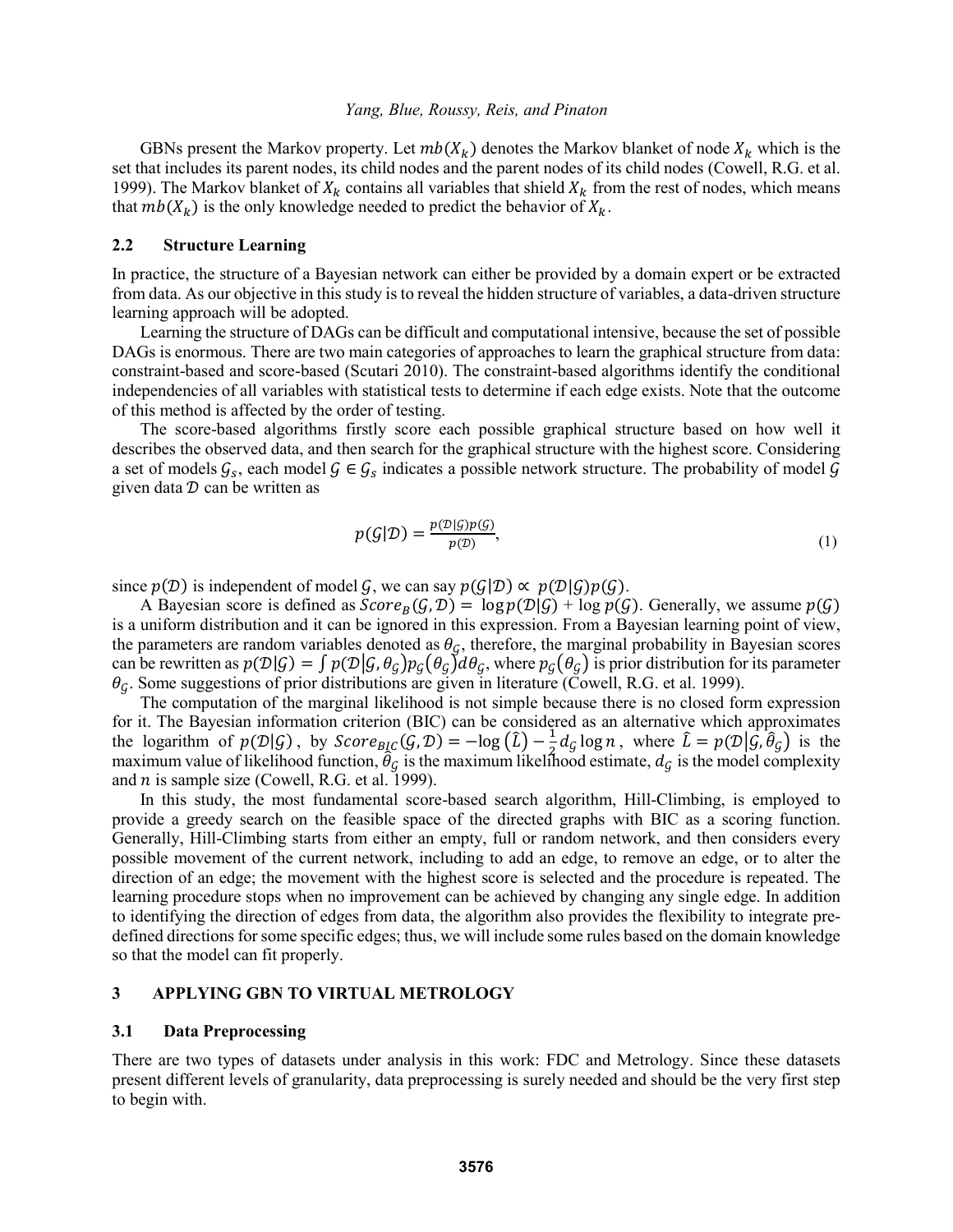GBNs present the Markov property. Let $mb(X_k)$ denotes the Markov blanket of node $X_k$ which is the set that includes its parent nodes, its child nodes and the parent nodes of its child nodes (Cowell, R.G. et al. 1999). The Markov blanket of $X_k$ contains all variables that shield $X_k$ from the rest of nodes, which means that $mb(X_k)$ is the only knowledge needed to predict the behavior of $X_k$.

### 2.2 Structure Learning

In practice, the structure of a Bayesian network can either be provided by a domain expert or be extracted from data. As our objective in this study is to reveal the hidden structure of variables, a data-driven structure learning approach will be adopted.

Learning the structure of DAGs can be difficult and computational intensive, because the set of possible DAGs is enormous. There are two main categories of approaches to learn the graphical structure from data: constraint-based and score-based (Scutari 2010). The constraint-based algorithms identify the conditional independencies of all variables with statistical tests to determine if each edge exists. Note that the outcome of this method is affected by the order of testing.

The score-based algorithms firstly score each possible graphical structure based on how well it describes the observed data, and then search for the graphical structure with the highest score. Considering a set of models $\mathcal{G}_s$, each model $\mathcal{G} \in \mathcal{G}_s$ indicates a possible network structure. The probability of model $\mathcal{G}$ given data $\mathcal{D}$ can be written as

$$p(\mathcal{G}|\mathcal{D}) = \frac{p(\mathcal{D}|\mathcal{G})p(\mathcal{G})}{p(\mathcal{D})}, \tag{1}$$

since $p(\mathcal{D})$ is independent of model $\mathcal{G}$, we can say $p(\mathcal{G}|\mathcal{D}) \propto p(\mathcal{D}|\mathcal{G})p(\mathcal{G})$.

A Bayesian score is defined as $Score_B(\mathcal{G}, \mathcal{D}) = \log p(\mathcal{D}|\mathcal{G}) + \log p(\mathcal{G})$. Generally, we assume $p(\mathcal{G})$ is a uniform distribution and it can be ignored in this expression. From a Bayesian learning point of view, the parameters are random variables denoted as $\theta_{\mathcal{G}}$, therefore, the marginal probability in Bayesian scores can be rewritten as $p(\mathcal{D}|\mathcal{G}) = \int p(\mathcal{D}|\mathcal{G}, \theta_{\mathcal{G}}) p_{\mathcal{G}}(\theta_{\mathcal{G}}) d\theta_{\mathcal{G}}$, where $p_{\mathcal{G}}(\theta_{\mathcal{G}})$ is prior distribution for its parameter $\theta_{\mathcal{G}}$. Some suggestions of prior distributions are given in literature (Cowell, R.G. et al. 1999).

The computation of the marginal likelihood is not simple because there is no closed form expression for it. The Bayesian information criterion (BIC) can be considered as an alternative which approximates the logarithm of $p(\mathcal{D}|\mathcal{G})$, by $Score_{BIC}(\mathcal{G}, \mathcal{D}) = -\log(\hat{L}) - \frac{1}{2} d_{\mathcal{G}} \log n$, where $\hat{L} = p(\mathcal{D}|\mathcal{G}, \hat{\theta}_{\mathcal{G}})$ is the maximum value of likelihood function, $\hat{\theta}_{\mathcal{G}}$ is the maximum likelihood estimate, $d_{\mathcal{G}}$ is the model complexity and $n$ is sample size (Cowell, R.G. et al. 1999).

In this study, the most fundamental score-based search algorithm, Hill-Climbing, is employed to provide a greedy search on the feasible space of the directed graphs with BIC as a scoring function. Generally, Hill-Climbing starts from either an empty, full or random network, and then considers every possible movement of the current network, including to add an edge, to remove an edge, or to alter the direction of an edge; the movement with the highest score is selected and the procedure is repeated. The learning procedure stops when no improvement can be achieved by changing any single edge. In addition to identifying the direction of edges from data, the algorithm also provides the flexibility to integrate pre-defined directions for some specific edges; thus, we will include some rules based on the domain knowledge so that the model can fit properly.

## 3 APPLYING GBN TO VIRTUAL METROLOGY

### 3.1 Data Preprocessing

There are two types of datasets under analysis in this work: FDC and Metrology. Since these datasets present different levels of granularity, data preprocessing is surely needed and should be the very first step to begin with.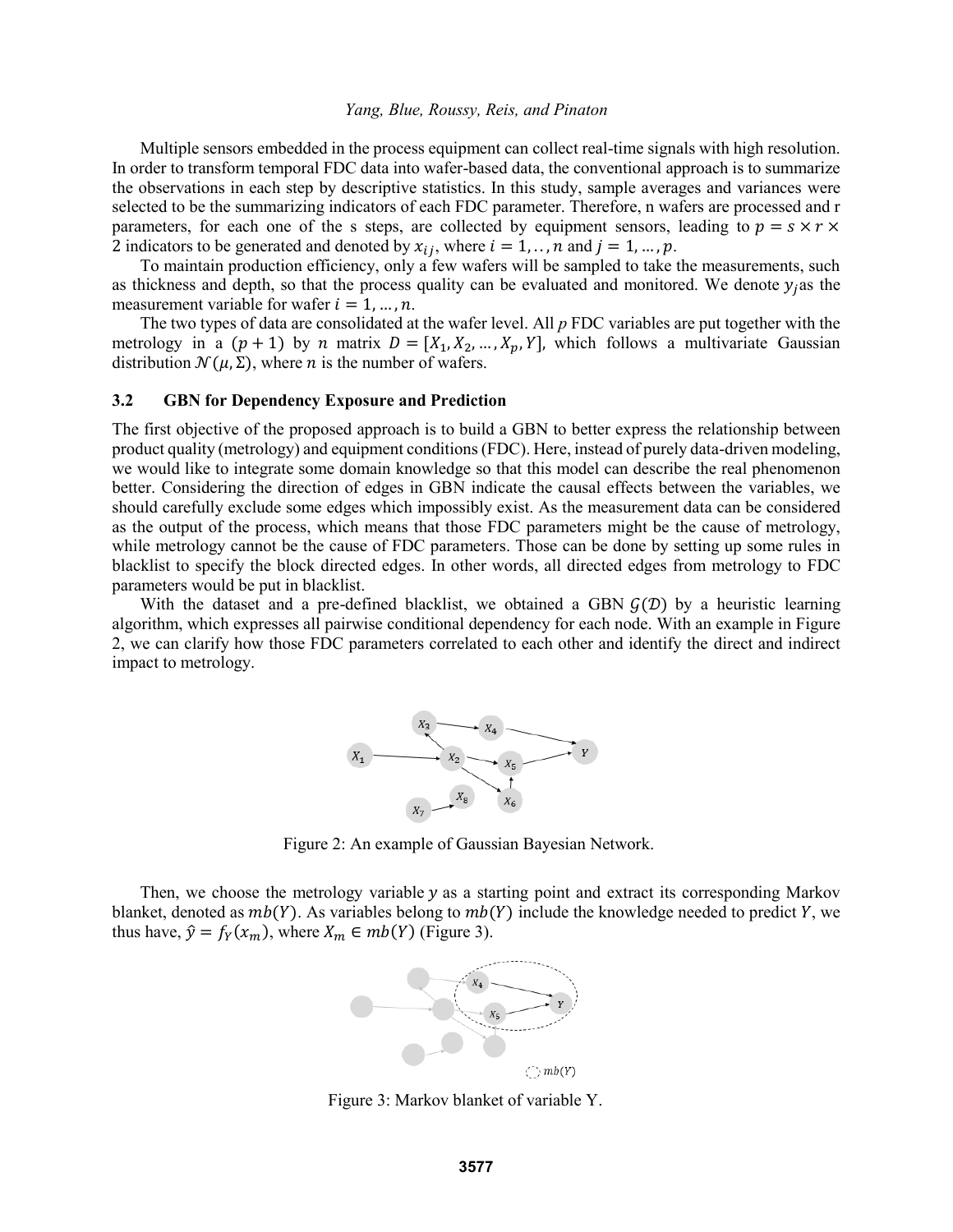Multiple sensors embedded in the process equipment can collect real-time signals with high resolution. In order to transform temporal FDC data into wafer-based data, the conventional approach is to summarize the observations in each step by descriptive statistics. In this study, sample averages and variances were selected to be the summarizing indicators of each FDC parameter. Therefore, n wafers are processed and r parameters, for each one of the s steps, are collected by equipment sensors, leading to $p = s \times r \times 2$ indicators to be generated and denoted by $x_{ij}$, where $i = 1, .., n$ and $j = 1, ..., p$.

To maintain production efficiency, only a few wafers will be sampled to take the measurements, such as thickness and depth, so that the process quality can be evaluated and monitored. We denote $y_j$as the measurement variable for wafer $i = 1, ..., n$.

The two types of data are consolidated at the wafer level. All *p* FDC variables are put together with the metrology in a $(p + 1)$ by $n$ matrix $D = [X_1, X_2, ..., X_p, Y]$, which follows a multivariate Gaussian distribution $\mathcal{N}(\mu, \Sigma)$, where $n$ is the number of wafers.

### 3.2 GBN for Dependency Exposure and Prediction

The first objective of the proposed approach is to build a GBN to better express the relationship between product quality (metrology) and equipment conditions (FDC). Here, instead of purely data-driven modeling, we would like to integrate some domain knowledge so that this model can describe the real phenomenon better. Considering the direction of edges in GBN indicate the causal effects between the variables, we should carefully exclude some edges which impossibly exist. As the measurement data can be considered as the output of the process, which means that those FDC parameters might be the cause of metrology, while metrology cannot be the cause of FDC parameters. Those can be done by setting up some rules in blacklist to specify the block directed edges. In other words, all directed edges from metrology to FDC parameters would be put in blacklist.

With the dataset and a pre-defined blacklist, we obtained a GBN $\mathcal{G}(\mathcal{D})$ by a heuristic learning algorithm, which expresses all pairwise conditional dependency for each node. With an example in Figure 2, we can clarify how those FDC parameters correlated to each other and identify the direct and indirect impact to metrology.

Figure 2: An example of Gaussian Bayesian Network.

Then, we choose the metrology variable $y$ as a starting point and extract its corresponding Markov blanket, denoted as $mb(Y)$. As variables belong to $mb(Y)$ include the knowledge needed to predict $Y$, we thus have, $\hat{y} = f_Y(x_m)$, where $X_m \in mb(Y)$ (Figure 3).

Figure 3: Markov blanket of variable Y.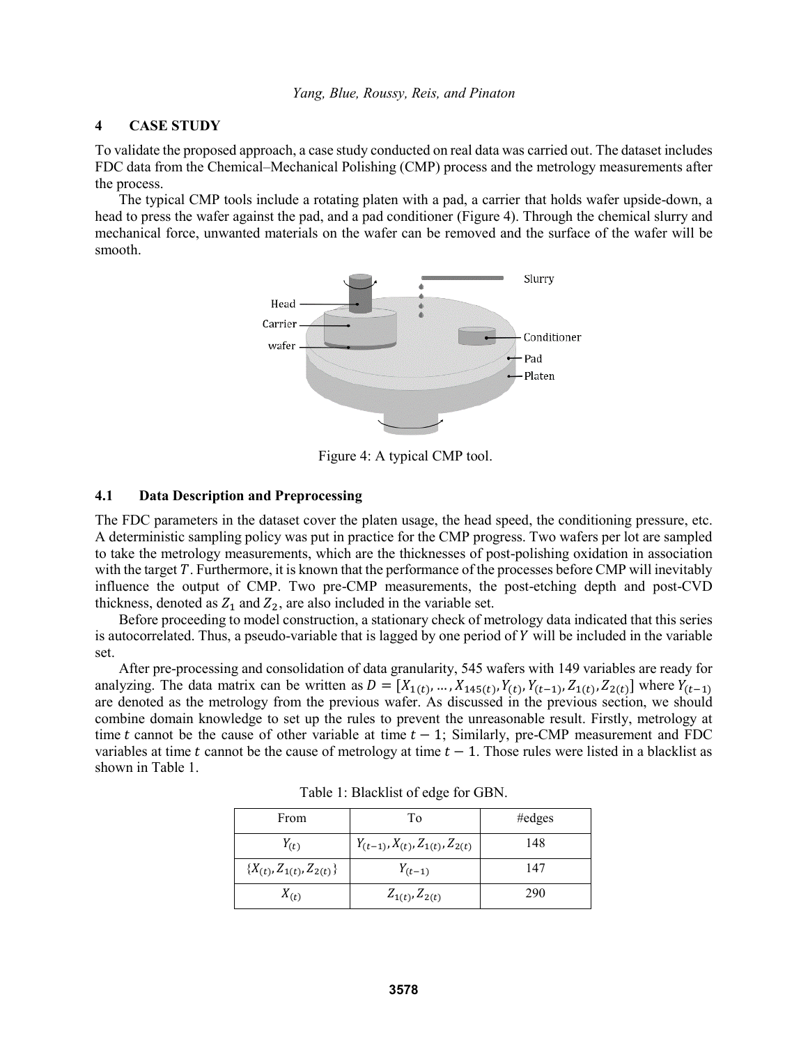## 4 CASE STUDY

To validate the proposed approach, a case study conducted on real data was carried out. The dataset includes FDC data from the Chemical–Mechanical Polishing (CMP) process and the metrology measurements after the process.

The typical CMP tools include a rotating platen with a pad, a carrier that holds wafer upside-down, a head to press the wafer against the pad, and a pad conditioner (Figure 4). Through the chemical slurry and mechanical force, unwanted materials on the wafer can be removed and the surface of the wafer will be smooth.

Figure 4: A typical CMP tool.

### 4.1 Data Description and Preprocessing

The FDC parameters in the dataset cover the platen usage, the head speed, the conditioning pressure, etc. A deterministic sampling policy was put in practice for the CMP progress. Two wafers per lot are sampled to take the metrology measurements, which are the thicknesses of post-polishing oxidation in association with the target $T$. Furthermore, it is known that the performance of the processes before CMP will inevitably influence the output of CMP. Two pre-CMP measurements, the post-etching depth and post-CVD thickness, denoted as $Z_1$ and $Z_2$, are also included in the variable set.

Before proceeding to model construction, a stationary check of metrology data indicated that this series is autocorrelated. Thus, a pseudo-variable that is lagged by one period of $Y$ will be included in the variable set.

After pre-processing and consolidation of data granularity, 545 wafers with 149 variables are ready for analyzing. The data matrix can be written as $D = [X_{1(t)}, \ldots, X_{145(t)}, Y_{(t)}, Y_{(t-1)}, Z_{1(t)}, Z_{2(t)}]$ where $Y_{(t-1)}$ are denoted as the metrology from the previous wafer. As discussed in the previous section, we should combine domain knowledge to set up the rules to prevent the unreasonable result. Firstly, metrology at time $t$ cannot be the cause of other variable at time $t-1$; Similarly, pre-CMP measurement and FDC variables at time $t$ cannot be the cause of metrology at time $t-1$. Those rules were listed in a blacklist as shown in Table 1.

Table 1: Blacklist of edge for GBN.

| From | To | #edges |
|---|---|---|
| $Y_{(t)}$ | $Y_{(t-1)}, X_{(t)}, Z_{1(t)}, Z_{2(t)}$ | 148 |
| $\{X_{(t)}, Z_{1(t)}, Z_{2(t)}\}$ | $Y_{(t-1)}$ | 147 |
| $X_{(t)}$ | $Z_{1(t)}, Z_{2(t)}$ | 290 |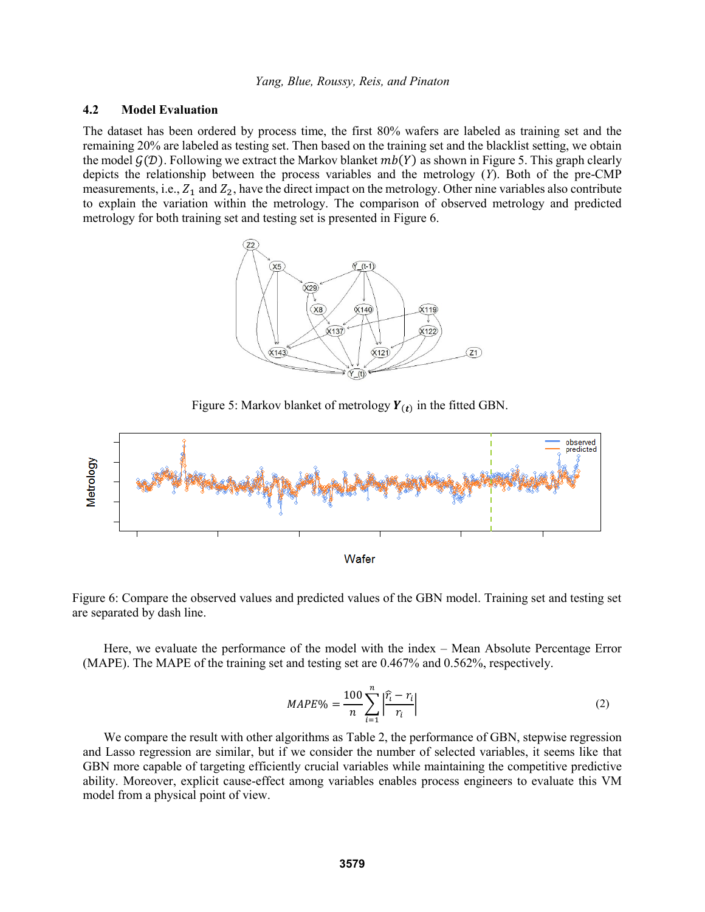### 4.2 Model Evaluation

The dataset has been ordered by process time, the first 80% wafers are labeled as training set and the remaining 20% are labeled as testing set. Then based on the training set and the blacklist setting, we obtain the model $\mathcal{G}(\mathcal{D})$. Following we extract the Markov blanket $mb(Y)$ as shown in Figure 5. This graph clearly depicts the relationship between the process variables and the metrology ($Y$). Both of the pre-CMP measurements, i.e., $Z_1$ and $Z_2$, have the direct impact on the metrology. Other nine variables also contribute to explain the variation within the metrology. The comparison of observed metrology and predicted metrology for both training set and testing set is presented in Figure 6.

Figure 5: Markov blanket of metrology $\boldsymbol{Y}_{(t)}$ in the fitted GBN.

Figure 6: Compare the observed values and predicted values of the GBN model. Training set and testing set are separated by dash line.

Here, we evaluate the performance of the model with the index – Mean Absolute Percentage Error (MAPE). The MAPE of the training set and testing set are 0.467% and 0.562%, respectively.

$$MAPE\% = \frac{100}{n}\sum_{i=1}^{n}\left|\frac{\widehat{r_i} - r_i}{r_i}\right| \tag{2}$$

We compare the result with other algorithms as Table 2, the performance of GBN, stepwise regression and Lasso regression are similar, but if we consider the number of selected variables, it seems like that GBN more capable of targeting efficiently crucial variables while maintaining the competitive predictive ability. Moreover, explicit cause-effect among variables enables process engineers to evaluate this VM model from a physical point of view.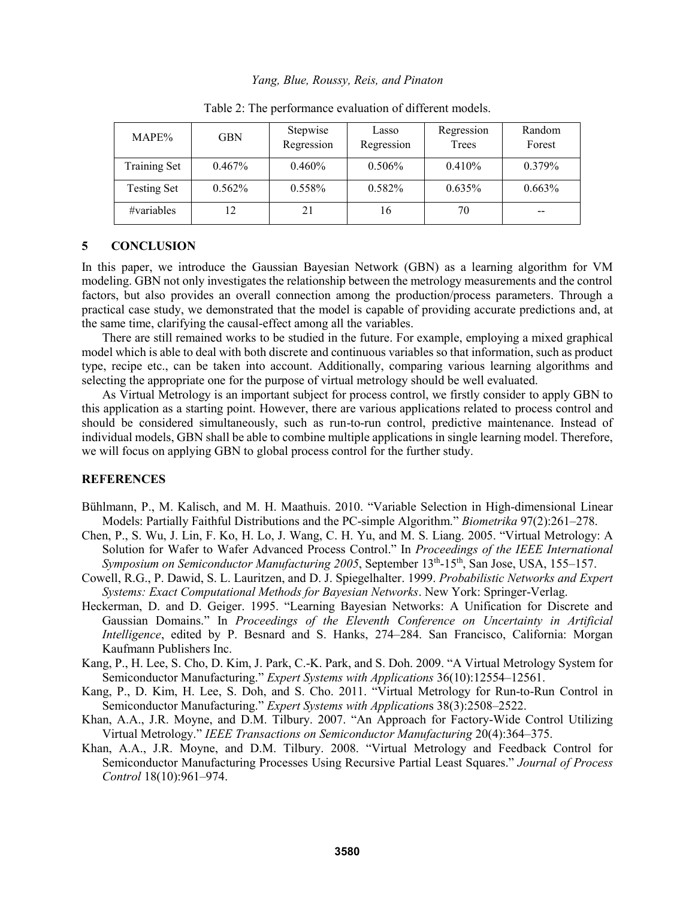Table 2: The performance evaluation of different models.

| MAPE% | GBN | Stepwise Regression | Lasso Regression | Regression Trees | Random Forest |
|---|---|---|---|---|---|
| Training Set | 0.467% | 0.460% | 0.506% | 0.410% | 0.379% |
| Testing Set | 0.562% | 0.558% | 0.582% | 0.635% | 0.663% |
| #variables | 12 | 21 | 16 | 70 | -- |

## 5 CONCLUSION

In this paper, we introduce the Gaussian Bayesian Network (GBN) as a learning algorithm for VM modeling. GBN not only investigates the relationship between the metrology measurements and the control factors, but also provides an overall connection among the production/process parameters. Through a practical case study, we demonstrated that the model is capable of providing accurate predictions and, at the same time, clarifying the causal-effect among all the variables.

There are still remained works to be studied in the future. For example, employing a mixed graphical model which is able to deal with both discrete and continuous variables so that information, such as product type, recipe etc., can be taken into account. Additionally, comparing various learning algorithms and selecting the appropriate one for the purpose of virtual metrology should be well evaluated.

As Virtual Metrology is an important subject for process control, we firstly consider to apply GBN to this application as a starting point. However, there are various applications related to process control and should be considered simultaneously, such as run-to-run control, predictive maintenance. Instead of individual models, GBN shall be able to combine multiple applications in single learning model. Therefore, we will focus on applying GBN to global process control for the further study.

## REFERENCES

Bühlmann, P., M. Kalisch, and M. H. Maathuis. 2010. "Variable Selection in High-dimensional Linear Models: Partially Faithful Distributions and the PC-simple Algorithm." *Biometrika* 97(2):261–278.

Chen, P., S. Wu, J. Lin, F. Ko, H. Lo, J. Wang, C. H. Yu, and M. S. Liang. 2005. "Virtual Metrology: A Solution for Wafer to Wafer Advanced Process Control." In *Proceedings of the IEEE International Symposium on Semiconductor Manufacturing 2005*, September 13th-15th, San Jose, USA, 155–157.

Cowell, R.G., P. Dawid, S. L. Lauritzen, and D. J. Spiegelhalter. 1999. *Probabilistic Networks and Expert Systems: Exact Computational Methods for Bayesian Networks*. New York: Springer-Verlag.

Heckerman, D. and D. Geiger. 1995. "Learning Bayesian Networks: A Unification for Discrete and Gaussian Domains." In *Proceedings of the Eleventh Conference on Uncertainty in Artificial Intelligence*, edited by P. Besnard and S. Hanks, 274–284. San Francisco, California: Morgan Kaufmann Publishers Inc.

Kang, P., H. Lee, S. Cho, D. Kim, J. Park, C.-K. Park, and S. Doh. 2009. "A Virtual Metrology System for Semiconductor Manufacturing." *Expert Systems with Applications* 36(10):12554–12561.

Kang, P., D. Kim, H. Lee, S. Doh, and S. Cho. 2011. "Virtual Metrology for Run-to-Run Control in Semiconductor Manufacturing." *Expert Systems with Applications* 38(3):2508–2522.

Khan, A.A., J.R. Moyne, and D.M. Tilbury. 2007. "An Approach for Factory-Wide Control Utilizing Virtual Metrology." *IEEE Transactions on Semiconductor Manufacturing* 20(4):364–375.

Khan, A.A., J.R. Moyne, and D.M. Tilbury. 2008. "Virtual Metrology and Feedback Control for Semiconductor Manufacturing Processes Using Recursive Partial Least Squares." *Journal of Process Control* 18(10):961–974.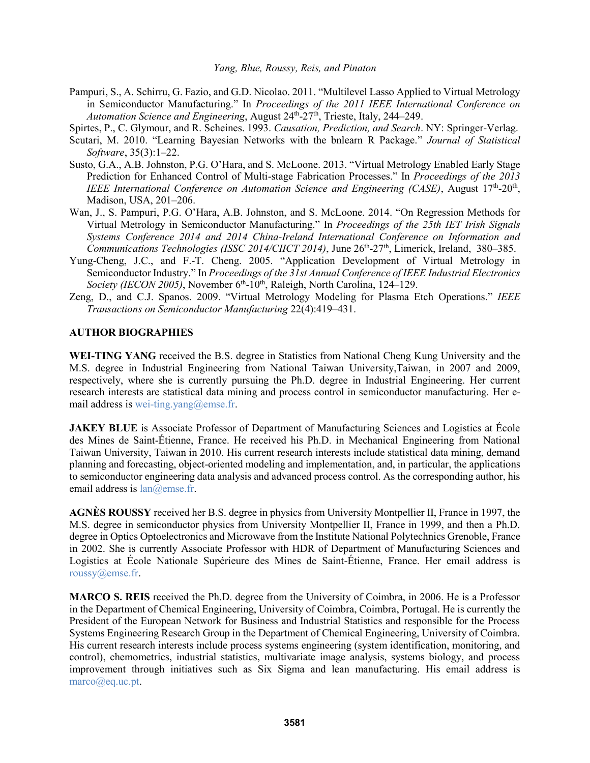Pampuri, S., A. Schirru, G. Fazio, and G.D. Nicolao. 2011. "Multilevel Lasso Applied to Virtual Metrology in Semiconductor Manufacturing." In *Proceedings of the 2011 IEEE International Conference on Automation Science and Engineering*, August 24th-27th, Trieste, Italy, 244–249.

Spirtes, P., C. Glymour, and R. Scheines. 1993. *Causation, Prediction, and Search*. NY: Springer-Verlag.

Scutari, M. 2010. "Learning Bayesian Networks with the bnlearn R Package." *Journal of Statistical Software*, 35(3):1–22.

Susto, G.A., A.B. Johnston, P.G. O'Hara, and S. McLoone. 2013. "Virtual Metrology Enabled Early Stage Prediction for Enhanced Control of Multi-stage Fabrication Processes." In *Proceedings of the 2013 IEEE International Conference on Automation Science and Engineering (CASE)*, August 17th-20th, Madison, USA, 201–206.

Wan, J., S. Pampuri, P.G. O'Hara, A.B. Johnston, and S. McLoone. 2014. "On Regression Methods for Virtual Metrology in Semiconductor Manufacturing." In *Proceedings of the 25th IET Irish Signals Systems Conference 2014 and 2014 China-Ireland International Conference on Information and Communications Technologies (ISSC 2014/CIICT 2014)*, June 26th-27th, Limerick, Ireland, 380–385.

Yung-Cheng, J.C., and F.-T. Cheng. 2005. "Application Development of Virtual Metrology in Semiconductor Industry." In *Proceedings of the 31st Annual Conference of IEEE Industrial Electronics Society (IECON 2005)*, November 6th-10th, Raleigh, North Carolina, 124–129.

Zeng, D., and C.J. Spanos. 2009. "Virtual Metrology Modeling for Plasma Etch Operations." *IEEE Transactions on Semiconductor Manufacturing* 22(4):419–431.

## AUTHOR BIOGRAPHIES

**WEI-TING YANG** received the B.S. degree in Statistics from National Cheng Kung University and the M.S. degree in Industrial Engineering from National Taiwan University,Taiwan, in 2007 and 2009, respectively, where she is currently pursuing the Ph.D. degree in Industrial Engineering. Her current research interests are statistical data mining and process control in semiconductor manufacturing. Her e-mail address is wei-ting.yang@emse.fr.

**JAKEY BLUE** is Associate Professor of Department of Manufacturing Sciences and Logistics at École des Mines de Saint-Étienne, France. He received his Ph.D. in Mechanical Engineering from National Taiwan University, Taiwan in 2010. His current research interests include statistical data mining, demand planning and forecasting, object-oriented modeling and implementation, and, in particular, the applications to semiconductor engineering data analysis and advanced process control. As the corresponding author, his email address is lan@emse.fr.

**AGNÈS ROUSSY** received her B.S. degree in physics from University Montpellier II, France in 1997, the M.S. degree in semiconductor physics from University Montpellier II, France in 1999, and then a Ph.D. degree in Optics Optoelectronics and Microwave from the Institute National Polytechnics Grenoble, France in 2002. She is currently Associate Professor with HDR of Department of Manufacturing Sciences and Logistics at École Nationale Supérieure des Mines de Saint-Étienne, France. Her email address is roussy@emse.fr.

**MARCO S. REIS** received the Ph.D. degree from the University of Coimbra, in 2006. He is a Professor in the Department of Chemical Engineering, University of Coimbra, Coimbra, Portugal. He is currently the President of the European Network for Business and Industrial Statistics and responsible for the Process Systems Engineering Research Group in the Department of Chemical Engineering, University of Coimbra. His current research interests include process systems engineering (system identification, monitoring, and control), chemometrics, industrial statistics, multivariate image analysis, systems biology, and process improvement through initiatives such as Six Sigma and lean manufacturing. His email address is marco@eq.uc.pt.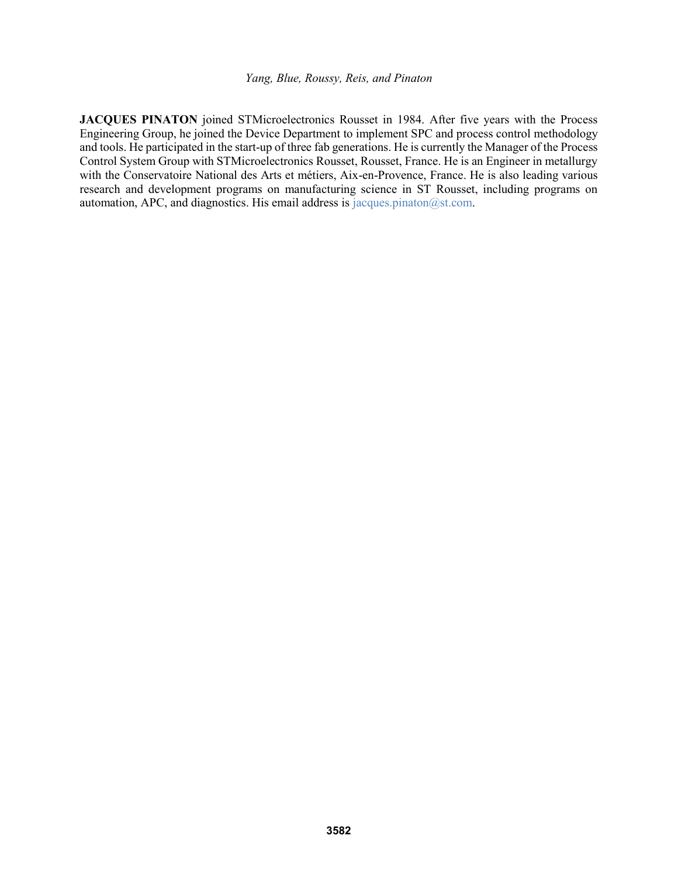**JACQUES PINATON** joined STMicroelectronics Rousset in 1984. After five years with the Process Engineering Group, he joined the Device Department to implement SPC and process control methodology and tools. He participated in the start-up of three fab generations. He is currently the Manager of the Process Control System Group with STMicroelectronics Rousset, Rousset, France. He is an Engineer in metallurgy with the Conservatoire National des Arts et métiers, Aix-en-Provence, France. He is also leading various research and development programs on manufacturing science in ST Rousset, including programs on automation, APC, and diagnostics. His email address is jacques.pinaton@st.com.